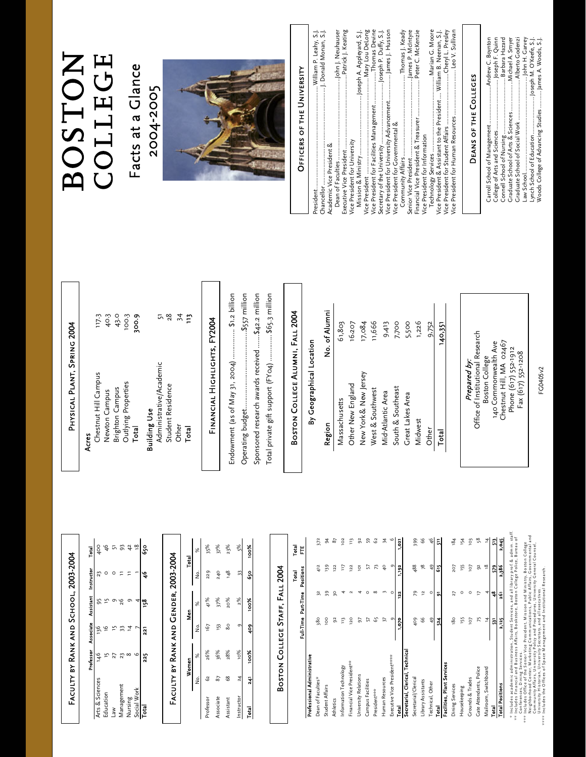# BOSTON COLLEGE

## Facts at a Glance 2004-2005

### Officers of the University

- President ......... William P. Leahy, S.J.
- Chancellor ......... J. Donald Monan, S.J.
- Academic Vice President & Dean of Faculties ......... John J. Neuhauser
- Executive Vice President ......... Patrick J. Keating
- Vice President for University Mission & Ministry ......... Joseph A. Appleyard, S.J.
- Vice President ......... Mary Lou DeLong
- Vice President for Facilities Management ......... Thomas Devine
- Secretary of the University ......... Joseph P. Duffy, S.J.
- Vice President for University Advancement ......... James J. Husson
- Vice President for Governmental & Community Affairs ......... Thomas J. Keady
- Senior Vice President ......... James P. McIntyre
- Financial Vice President & Treasurer ......... Peter C. McKenzie
- Vice President for Information Technology Services ......... Marian G. Moore
- Vice President & Assistant to the President ......... William B. Neenan, S.J.
- Vice President for Student Affairs ......... Cheryl L. Presley
- Vice President for Human Resources ......... Leo V. Sullivan

### Deans of the Colleges

- Carroll School of Management ......... Andrew C. Boynton
- College of Arts and Sciences ......... Joseph F. Quinn
- Connell School of Nursing ......... Barbara Hazard
- Graduate School of Arts & Sciences ......... Michael A. Smyer
- Graduate School of Social Work ......... Alberto Godenzi
- Law School ......... John H. Garvey
- Lynch School of Education ......... Joseph M. O'Keefe, S.J.
- Woods College of Advancing Studies ......... James A. Woods, S.J.

## Faculty by Rank and School, 2003-2004

| | Professor | Associate | Assistant | Instructor | Total |
|---|---|---|---|---|---|
| Arts & Sciences | 146 | 136 | 95 | 23 | 400 |
| Education | 15 | 16 | 15 | 0 | 46 |
| Law | 27 | 15 | 9 | 0 | 51 |
| Management | 23 | 33 | 26 | 11 | 93 |
| Nursing | 8 | 14 | 9 | 11 | 42 |
| Social Work | 6 | 7 | 4 | 1 | 18 |
| **Total** | **225** | **221** | **158** | **46** | **650** |

## Faculty by Rank and Gender, 2003-2004

| | Women | | Men | | Total | |
|---|---|---|---|---|---|---|
| | No. | % | No. | % | No. | % |
| Professor | 62 | 26% | 167 | 41% | 229 | 35% |
| Associate | 87 | 36% | 153 | 37% | 240 | 37% |
| Assistant | 68 | 28% | 80 | 20% | 148 | 23% |
| Instructor | 24 | 10% | 9 | 2% | 33 | 5% |
| **Total** | **241** | **100%** | **409** | **100%** | **650** | **100%** |

## Boston College Staff, Fall 2004

| | Full-Time | Part-Time | Total Positions | Total FTE |
|---|---|---|---|---|
| **Professional Administrative** | | | | |
| Dean of Faculties* | 380 | 32 | 412 | 372 |
| Student Affairs | 100 | 39 | 139 | 94 |
| Athletics | 92 | 30 | 122 | 87 |
| Information Technology | 113 | 4 | 117 | 102 |
| Financial Vice President** | 120 | 2 | 122 | 113 |
| University Relations | 97 | 4 | 101 | 92 |
| Campus Facilities | 57 | 0 | 57 | 39 |
| President*** | 65 | 8 | 73 | 62 |
| Human Resources | 37 | 3 | 40 | 34 |
| Executive Vice President**** | 9 | 0 | 9 | 6 |
| **Total** | **1,070** | **122** | **1,192** | **1,021** |
| **Secretarial, Clerical, Technical** | | | | |
| Secretarial/Clerical | 409 | 79 | 488 | 399 |
| Library Assistants | 66 | 12 | 78 | 66 |
| Technical, Other | 49 | 0 | 49 | 46 |
| **Total** | **524** | **91** | **615** | **511** |
| **Facilities, Plant Services** | | | | |
| Dining Services | 180 | 27 | 207 | 184 |
| Housekeeping | 155 | 0 | 155 | 154 |
| Grounds & Trades | 107 | 0 | 107 | 103 |
| Gate Attendants, Police | 75 | 17 | 92 | 58 |
| Mailroom, Switchboard | 14 | 4 | 18 | 14 |
| **Total** | **531** | **48** | **579** | **513** |
| **Total Positions** | **2,125** | **261** | **2,386** | **2,045** |

\* Includes academic administration, Student Services, and all library prof. & admin. staff

\*\* Includes Financial and Business Affairs, Bookstore, Boston College Police, Bureau of Conferences, Dining Services.

\*\*\* Includes Office of the Senior Vice President, Mission and Ministry, Boston College Neighborhood Center, Marketing Communications, Public Affairs, Governmental and Community Affairs, University Policy and Procedures, University General Counsel, University Historian, University Secretary, and all executives

\*\*\*\* Includes the Offices of Space Management and Institutional Research.

## Physical Plant, Spring 2004

| **Acres** | |
|---|---|
| Chestnut Hill Campus | 117.3 |
| Newton Campus | 40.3 |
| Brighton Campus | 43.0 |
| Outlying Properties | 100.3 |
| **Total** | **300.9** |
| **Building Use** | |
| Administrative/Academic | 51 |
| Student Residence | 28 |
| Other | 34 |
| **Total** | **113** |

## Financial Highlights, FY2004

- Endowment (as of May 31, 2004) ......... $1.2 billion
- Operating budget ......... $557 million
- Sponsored research awards received ......... $42.2 million
- Total private gift support (FY04) ......... $65.3 million

## Boston College Alumni, Fall 2004

### By Geographical Location

| Region | No. of Alumni |
|---|---|
| Massachusetts | 61,803 |
| Other New England | 16,207 |
| New York & New Jersey | 17,084 |
| West & Southwest | 11,666 |
| Mid-Atlantic Area | 9,413 |
| South & Southeast | 7,700 |
| Great Lakes Area | 5,500 |
| Midwest | 1,226 |
| Other | 9,752 |
| **Total** | **140,351** |

*Prepared by:*
Office of Institutional Research
Boston College
140 Commonwealth Ave
Chestnut Hill, MA 02467
Phone (617) 552-1912
Fax (617) 552-1208

FC0405v2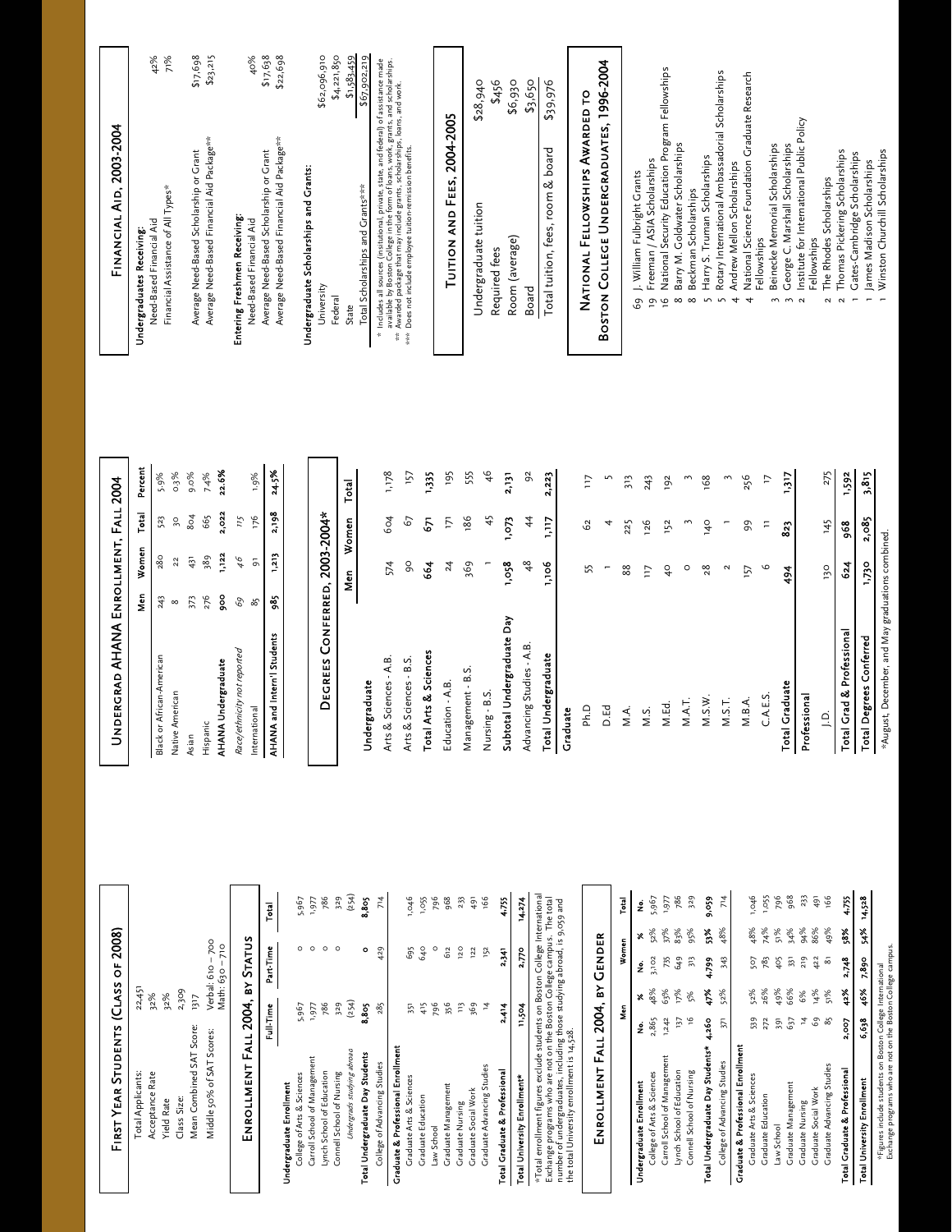## First Year Students (Class of 2008)

| | |
|---|---|
| Total Applicants: | 22,451 |
| Acceptance Rate | 32% |
| Yield Rate | 32% |
| Class Size: | 2,309 |
| Mean Combined SAT Score: | 1317 |
| Middle 50% of SAT Scores: | Verbal: 610 – 700<br>Math: 630 – 710 |

## Enrollment Fall 2004, by Status

| | Full-Time | Part-Time | Total |
|---|---|---|---|
| **Undergraduate Enrollment** | | | |
| College of Arts & Sciences | 5,967 | 0 | 5,967 |
| Carroll School of Management | 1,977 | 0 | 1,977 |
| Lynch School of Education | 786 | 0 | 786 |
| Connell School of Nursing | 329 | 0 | 329 |
| *Undergrads studying abroad* | (254) | | (254) |
| **Total Undergraduate Day Students** | **8,805** | **0** | **8,805** |
| College of Advancing Studies | 285 | 429 | 714 |
| **Graduate & Professional Enrollment** | | | |
| Graduate Arts & Sciences | 351 | 695 | 1,046 |
| Graduate Education | 415 | 640 | 1,055 |
| Law School | 796 | 0 | 796 |
| Graduate Management | 356 | 612 | 968 |
| Graduate Nursing | 113 | 120 | 233 |
| Graduate Social Work | 369 | 122 | 491 |
| Graduate Advancing Studies | 14 | 152 | 166 |
| **Total Graduate & Professional** | **2,414** | **2,341** | **4,755** |
| **Total University Enrollment*** | **11,504** | **2,770** | **14,274** |

*Total enrollment figures exclude students on Boston College International Exchange programs who are not on the Boston College campus. The total number of undergraduates, including those studying abroad, is 9,059 and the total University enrollment is 14,528.

## Enrollment Fall 2004, by Gender

| | Men | | Women | | Total |
|---|---|---|---|---|---|
| **Undergraduate Enrollment** | **No.** | **%** | **No.** | **%** | **No.** |
| College of Arts & Sciences | 2,865 | 48% | 3,102 | 52% | 5,967 |
| Carroll School of Management | 1,242 | 63% | 735 | 37% | 1,977 |
| Lynch School of Education | 137 | 17% | 649 | 83% | 786 |
| Connell School of Nursing | 16 | 5% | 313 | 95% | 329 |
| **Total Undergraduate Day Students*** | **4,260** | **47%** | **4,799** | **53%** | **9,059** |
| College of Advancing Studies | 371 | 52% | 343 | 48% | 714 |
| **Graduate & Professional Enrollment** | | | | | |
| Graduate Arts & Sciences | 539 | 52% | 507 | 48% | 1,046 |
| Graduate Education | 272 | 26% | 783 | 74% | 1,055 |
| Law School | 391 | 49% | 405 | 51% | 796 |
| Graduate Management | 637 | 66% | 331 | 34% | 968 |
| Graduate Nursing | 14 | 6% | 219 | 94% | 233 |
| Graduate Social Work | 69 | 14% | 422 | 86% | 491 |
| Graduate Advancing Studies | 85 | 51% | 81 | 49% | 166 |
| **Total Graduate & Professional** | **2,007** | **42%** | **2,748** | **58%** | **4,755** |
| **Total University Enrollment** | **6,638** | **46%** | **7,890** | **54%** | **14,528** |

*Figures include students on Boston College International Exchange programs who are not on the Boston College campus.

## Undergrad AHANA Enrollment, Fall 2004

| | Men | Women | Total | Percent |
|---|---|---|---|---|
| Black or African-American | 243 | 280 | 523 | 5.9% |
| Native American | 8 | 22 | 30 | 0.3% |
| Asian | 373 | 431 | 804 | 9.0% |
| Hispanic | 276 | 389 | 665 | 7.4% |
| **AHANA Undergraduate** | **900** | **1,122** | **2,022** | **22.6%** |
| *Race/ethnicity not reported* | *69* | *46* | *115* | |
| International | 85 | 91 | 176 | 1.9% |
| **AHANA and Intern'l Students** | **985** | **1,213** | **2,198** | **24.5%** |

## Degrees Conferred, 2003-2004*

| | Men | Women | Total |
|---|---|---|---|
| **Undergraduate** | | | |
| Arts & Sciences - A.B. | 574 | 604 | 1,178 |
| Arts & Sciences - B.S. | 90 | 67 | 157 |
| **Total Arts & Sciences** | **664** | **671** | **1,335** |
| Education - A.B. | 24 | 171 | 195 |
| Management - B.S. | 369 | 186 | 555 |
| Nursing - B.S. | 1 | 45 | 46 |
| **Subtotal Undergraduate Day** | **1,058** | **1,073** | **2,131** |
| Advancing Studies - A.B. | 48 | 44 | 92 |
| **Total Undergraduate** | **1,106** | **1,117** | **2,223** |
| **Graduate** | | | |
| Ph.D | 55 | 62 | 117 |
| D.Ed | 1 | 4 | 5 |
| M.A. | 88 | 225 | 313 |
| M.S. | 117 | 126 | 243 |
| M.Ed. | 40 | 152 | 192 |
| M.A.T. | 0 | 3 | 3 |
| M.S.W. | 28 | 140 | 168 |
| M.S.T. | 2 | 1 | 3 |
| M.B.A. | 157 | 99 | 256 |
| C.A.E.S. | 6 | 11 | 17 |
| **Total Graduate** | **494** | **823** | **1,317** |
| **Professional** | | | |
| J.D. | 130 | 145 | 275 |
| **Total Grad & Professional** | **624** | **968** | **1,592** |
| **Total Degrees Conferred** | **1,730** | **2,085** | **3,815** |

*August, December, and May graduations combined.

## Financial Aid, 2003-2004

| | |
|---|---|
| **Undergraduates Receiving:** | |
| Need-Based Financial Aid | 42% |
| Financial Assistance of All Types* | 71% |
| Average Need-Based Scholarship or Grant | $17,698 |
| Average Need-Based Financial Aid Package** | $23,215 |
| **Entering Freshmen Receiving:** | |
| Need-Based Financial Aid | 40% |
| Average Need-Based Scholarship or Grant | $17,638 |
| Average Need-Based Financial Aid Package** | $22,698 |
| **Undergraduate Scholarships and Grants:** | |
| University | $62,096,910 |
| Federal | $4,221,850 |
| State | $1,583,459 |
| Total Scholarships and Grants*** | $67,902,219 |

\* Includes all sources (institutional, private, state, and federal) of assistance made available by Boston College in the form of loans, work, grants, and scholarships.
\*\* Awarded package that may include grants, scholarships, loans, and work.
\*\*\* Does not include employee tuition-remission benefits.

## Tuition and Fees, 2004-2005

| | |
|---|---|
| Undergraduate tuition | $28,940 |
| Required fees | $456 |
| Room (average) | $6,930 |
| Board | $3,650 |
| Total tuition, fees, room & board | $39,976 |

## National Fellowships Awarded to Boston College Undergraduates, 1996-2004

- 69 J. William Fulbright Grants
- 19 Freeman / ASIA Scholarships
- 16 National Security Education Program Fellowships
- 8 Barry M. Goldwater Scholarships
- 8 Beckman Scholarships
- 5 Harry S. Truman Scholarships
- 5 Rotary International Ambassadorial Scholarships
- 4 Andrew Mellon Scholarships
- 4 National Science Foundation Graduate Research Fellowships
- 3 Beinecke Memorial Scholarships
- 3 George C. Marshall Scholarships
- 2 Institute for International Public Policy Fellowships
- 2 The Rhodes Scholarships
- 2 Thomas Pickering Scholarships
- 1 Gates-Cambridge Scholarships
- 1 James Madison Scholarships
- 1 Winston Churchill Scholarships